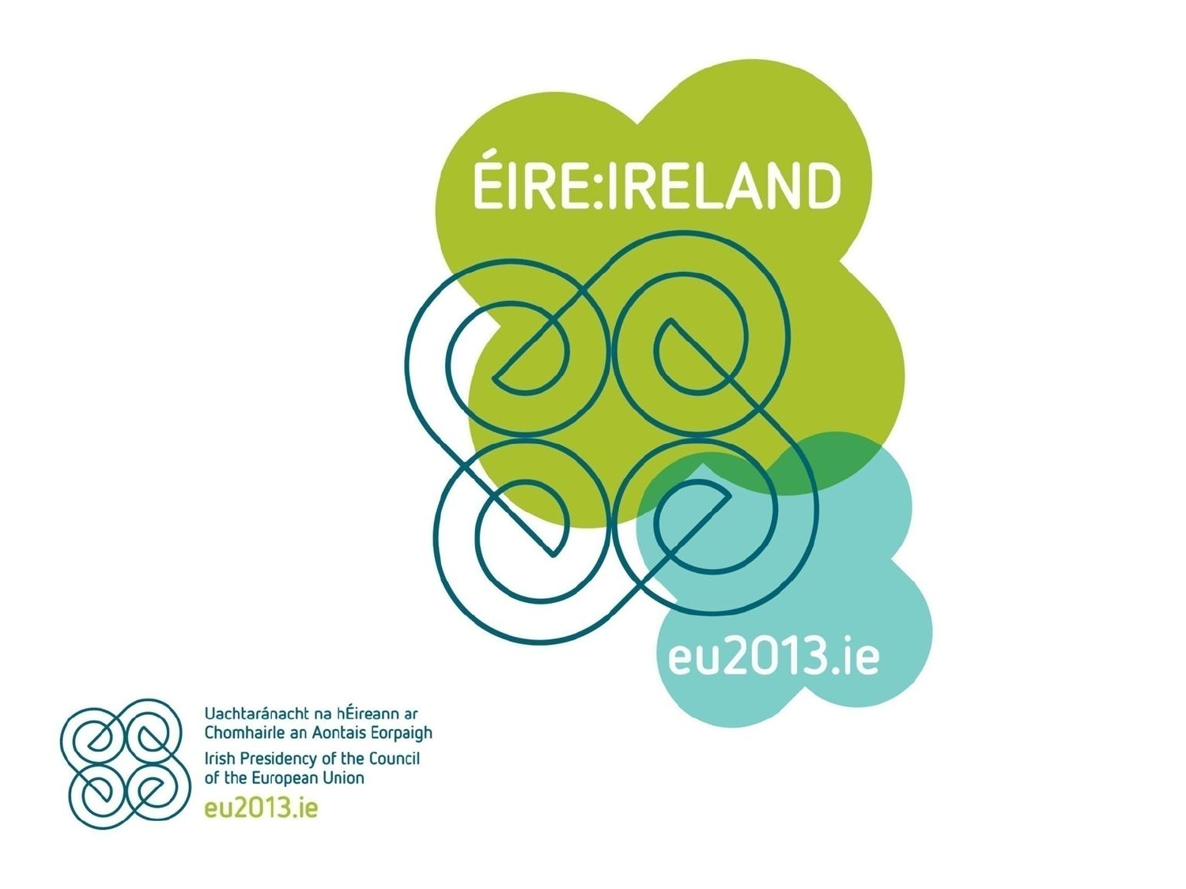ÉIRE:IRELAND

eu2013.ie

Uachtaránacht na hÉireann ar Chomhairle an Aontais Eorpaigh

Irish Presidency of the Council of the European Union

eu2013.ie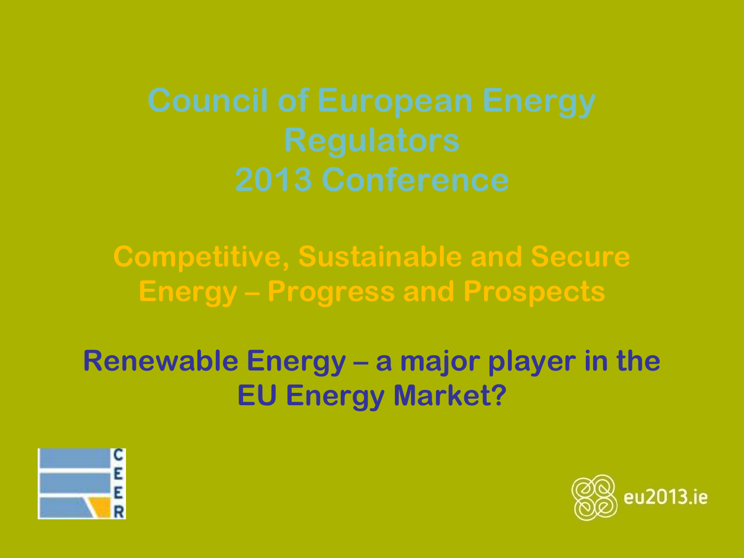# Council of European Energy Regulators 2013 Conference

## Competitive, Sustainable and Secure Energy – Progress and Prospects

## Renewable Energy – a major player in the EU Energy Market?

CEER

eu2013.ie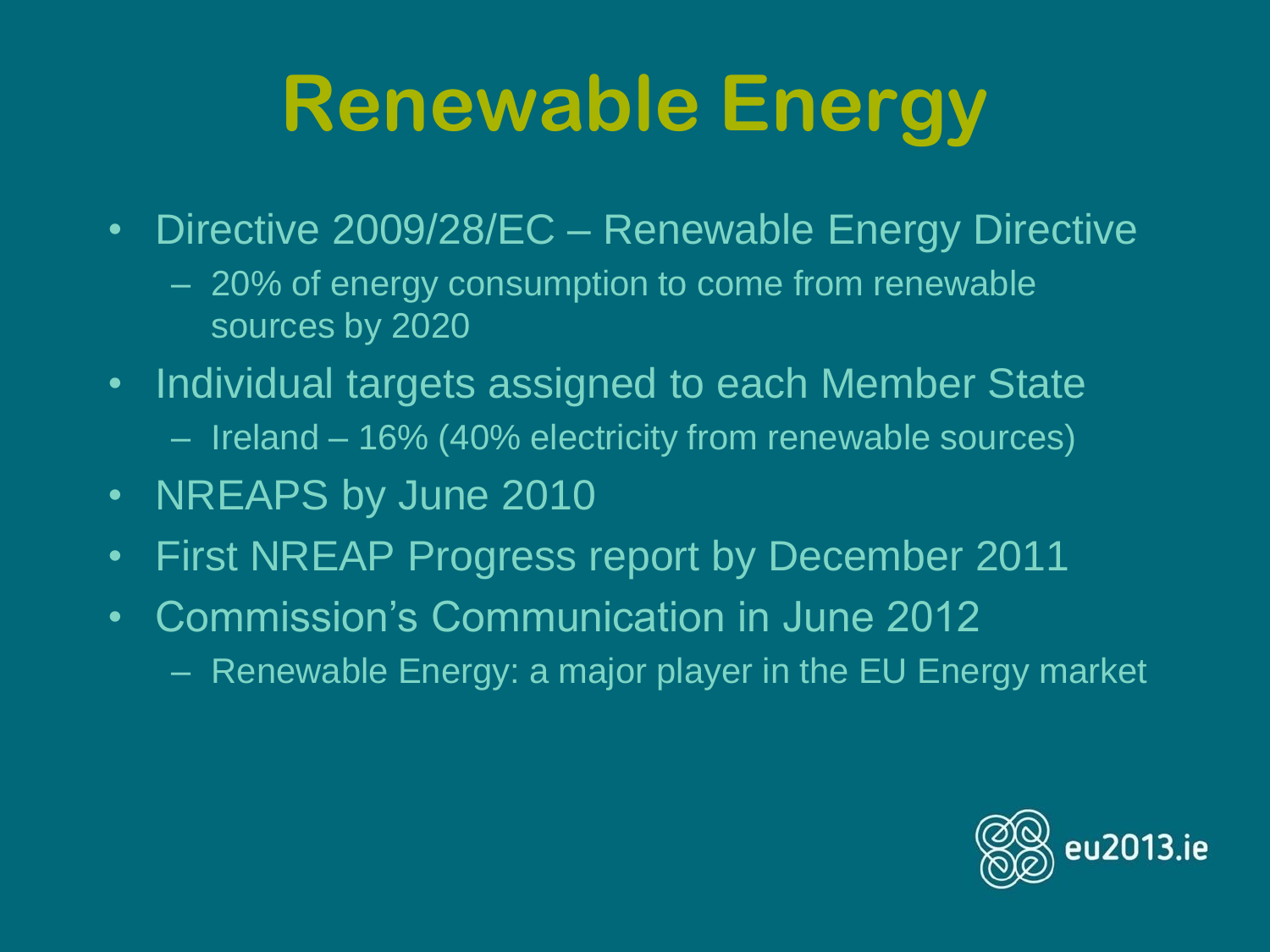# Renewable Energy

- Directive 2009/28/EC – Renewable Energy Directive
  - 20% of energy consumption to come from renewable sources by 2020
- Individual targets assigned to each Member State
  - Ireland – 16% (40% electricity from renewable sources)
- NREAPS by June 2010
- First NREAP Progress report by December 2011
- Commission's Communication in June 2012
  - Renewable Energy: a major player in the EU Energy market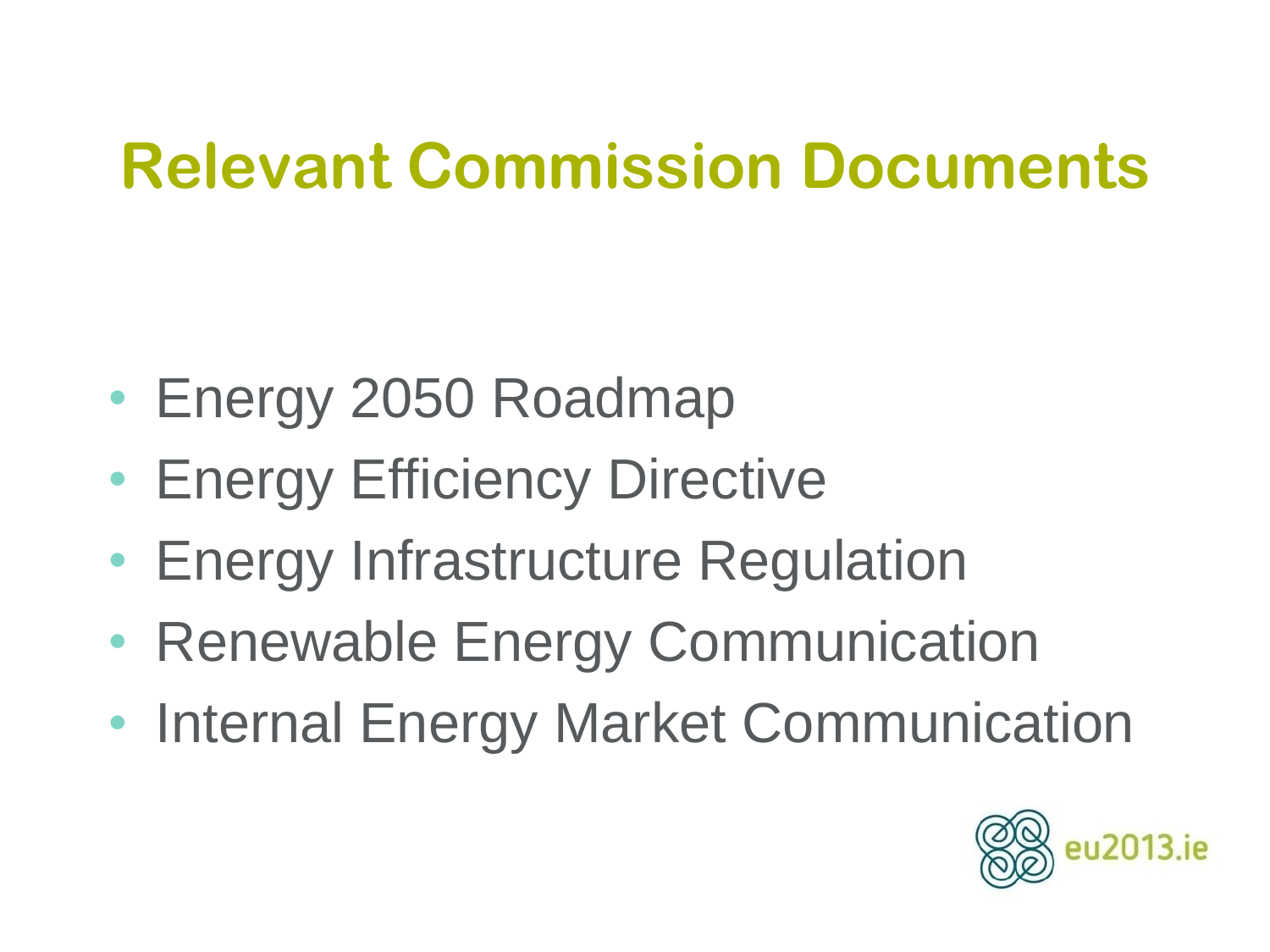# Relevant Commission Documents

- Energy 2050 Roadmap
- Energy Efficiency Directive
- Energy Infrastructure Regulation
- Renewable Energy Communication
- Internal Energy Market Communication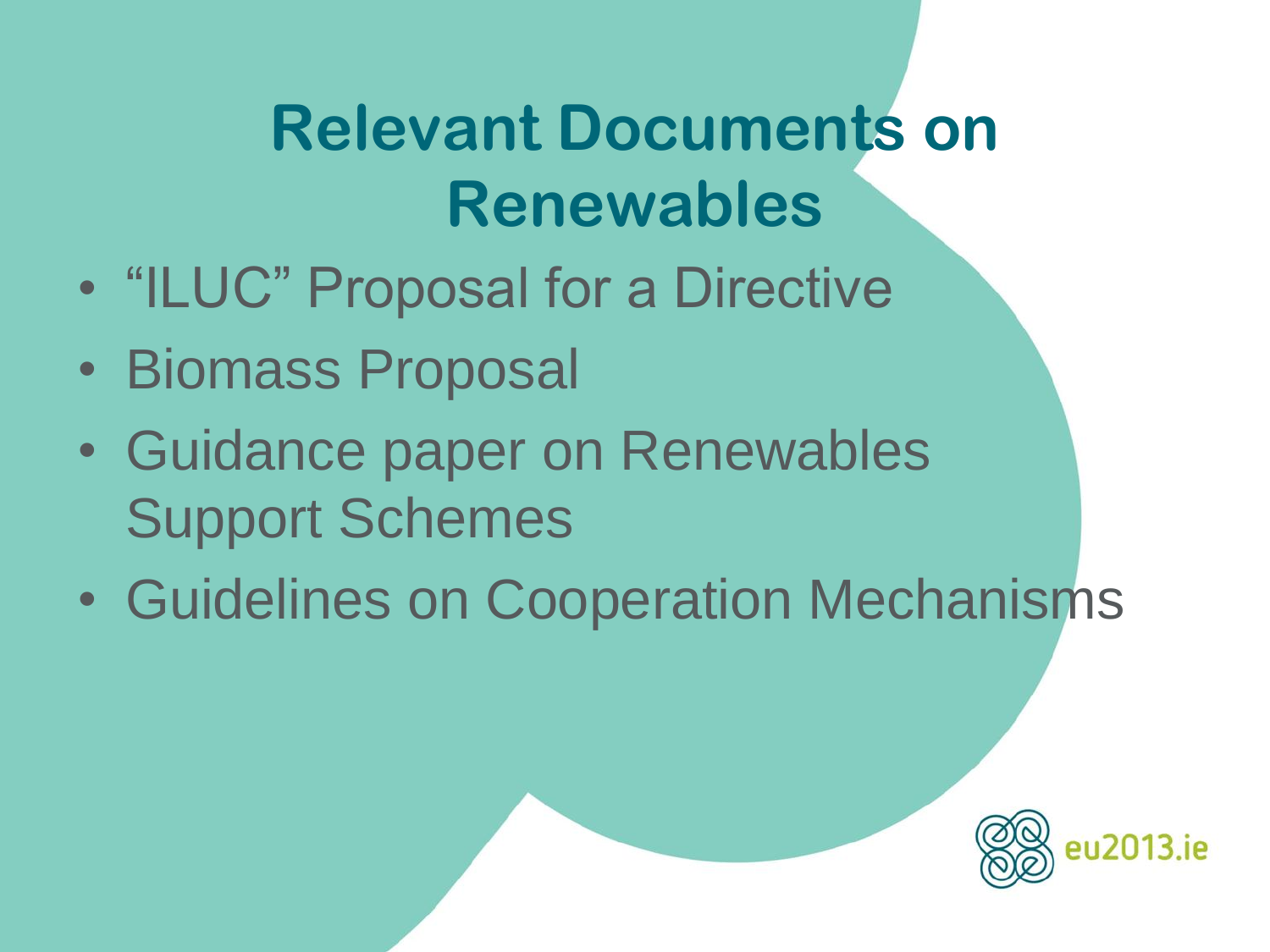# Relevant Documents on Renewables

- “ILUC” Proposal for a Directive
- Biomass Proposal
- Guidance paper on Renewables Support Schemes
- Guidelines on Cooperation Mechanisms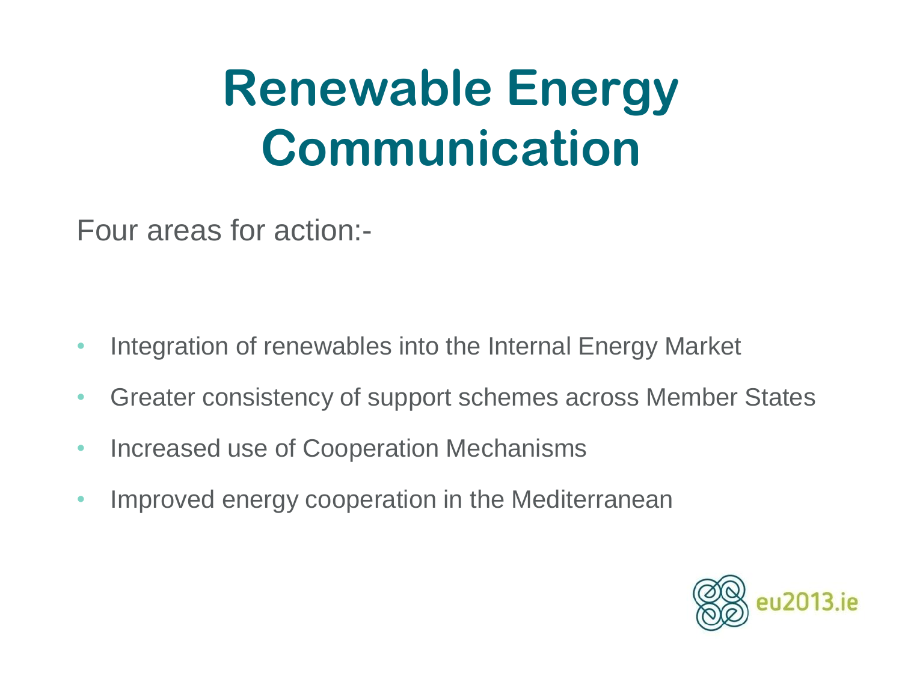# Renewable Energy Communication

Four areas for action:-

- Integration of renewables into the Internal Energy Market
- Greater consistency of support schemes across Member States
- Increased use of Cooperation Mechanisms
- Improved energy cooperation in the Mediterranean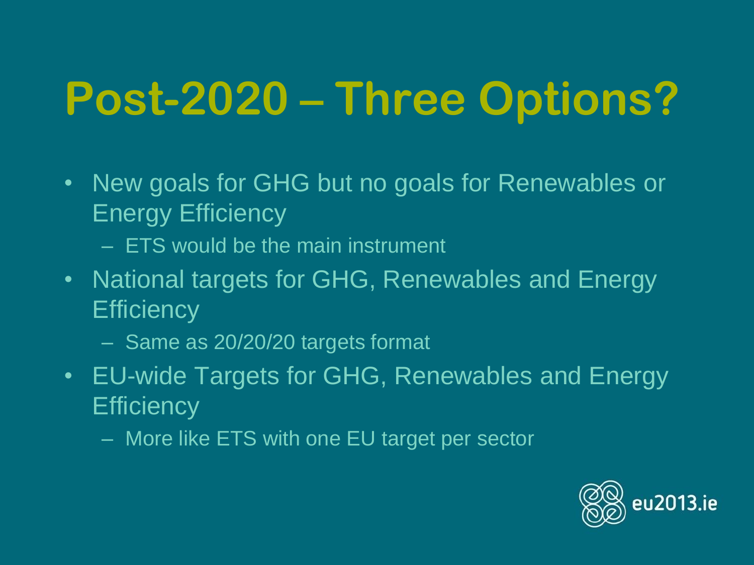# Post-2020 – Three Options?

- New goals for GHG but no goals for Renewables or Energy Efficiency
  - ETS would be the main instrument
- National targets for GHG, Renewables and Energy Efficiency
  - Same as 20/20/20 targets format
- EU-wide Targets for GHG, Renewables and Energy Efficiency
  - More like ETS with one EU target per sector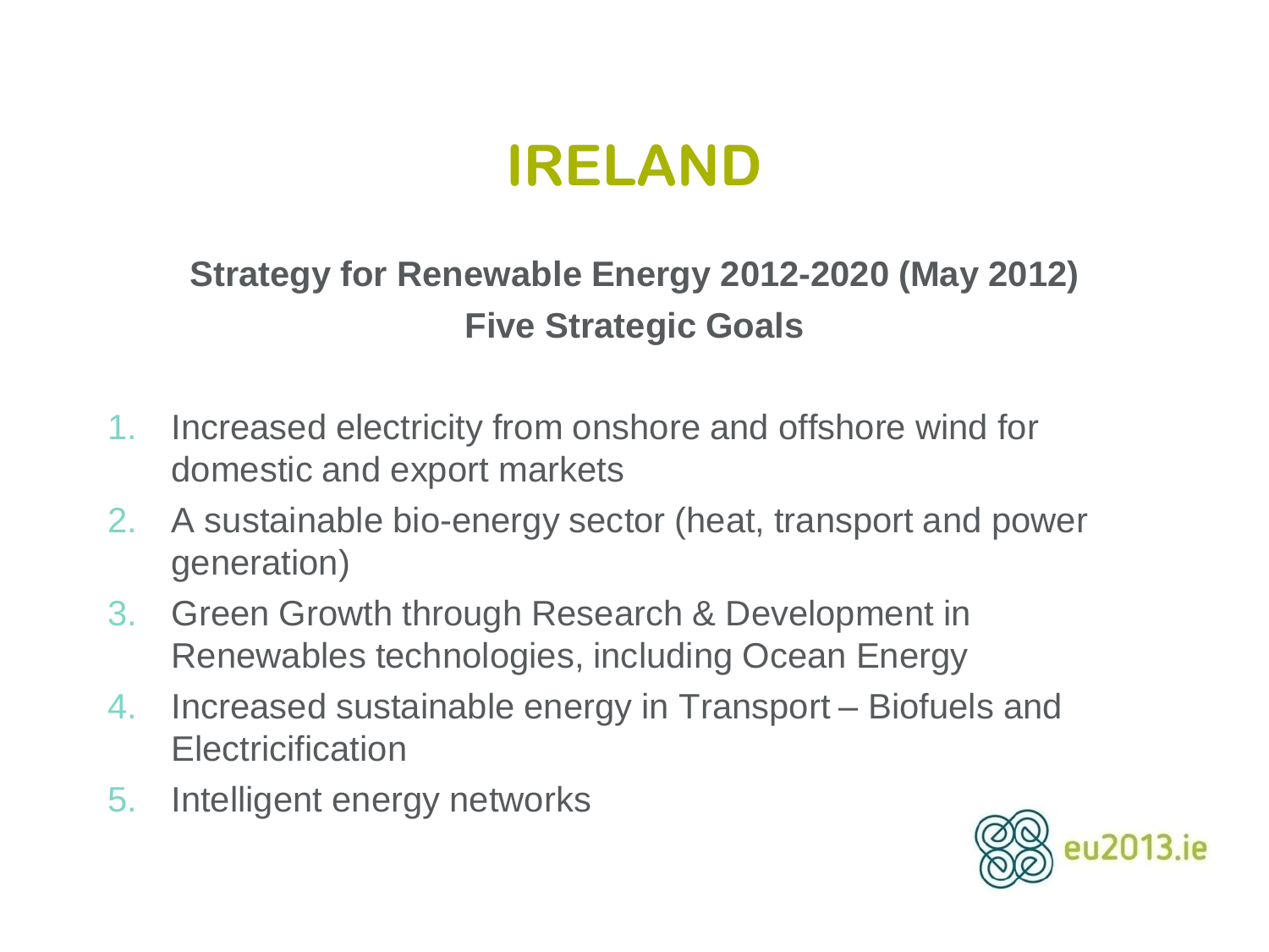# IRELAND

**Strategy for Renewable Energy 2012-2020 (May 2012)**
**Five Strategic Goals**

1. Increased electricity from onshore and offshore wind for domestic and export markets
2. A sustainable bio-energy sector (heat, transport and power generation)
3. Green Growth through Research & Development in Renewables technologies, including Ocean Energy
4. Increased sustainable energy in Transport – Biofuels and Electricicification
5. Intelligent energy networks

eu2013.ie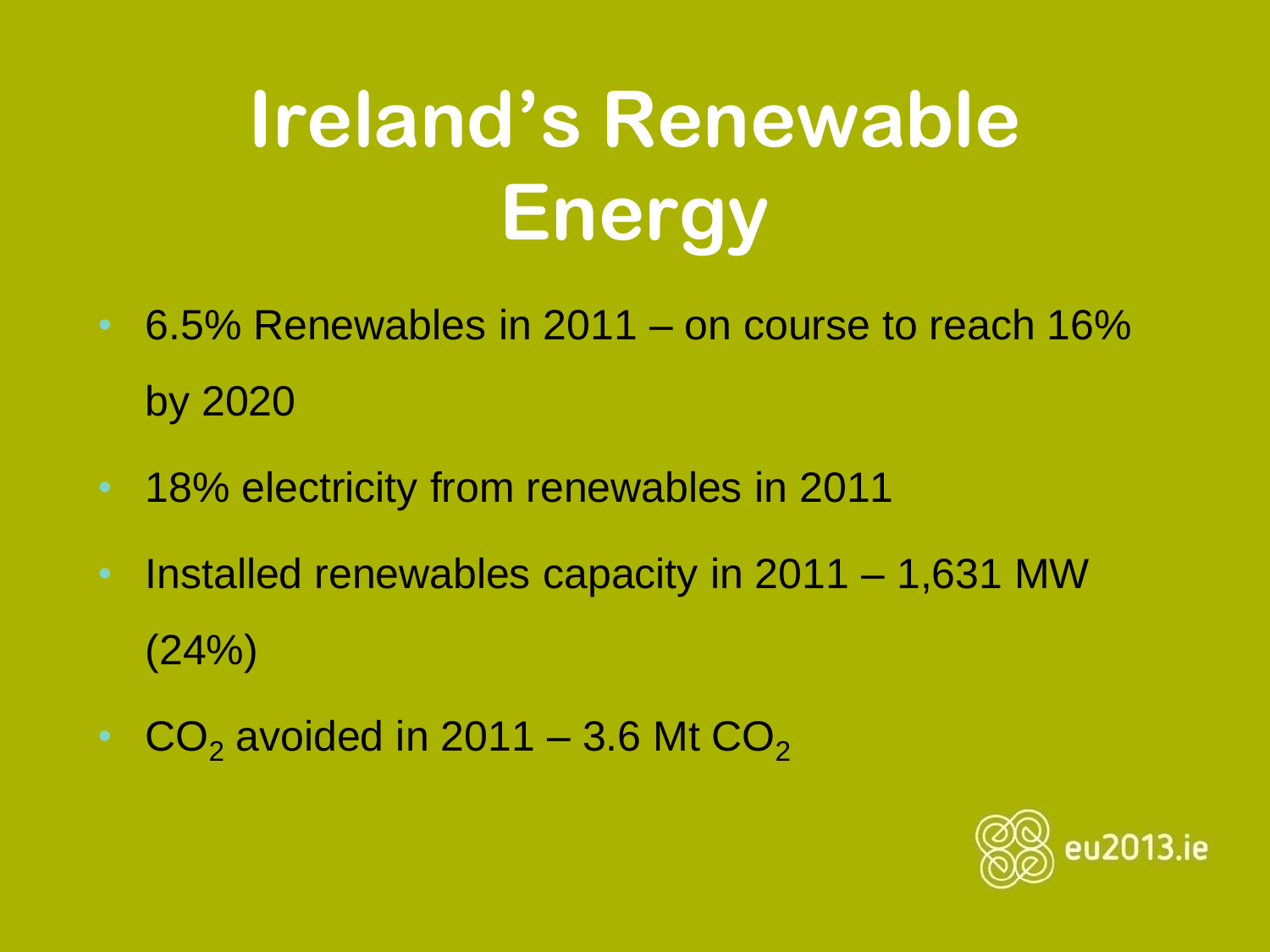# Ireland's Renewable Energy

- 6.5% Renewables in 2011 – on course to reach 16% by 2020
- 18% electricity from renewables in 2011
- Installed renewables capacity in 2011 – 1,631 MW (24%)
- $CO_2$ avoided in 2011 – 3.6 Mt $CO_2$

eu2013.ie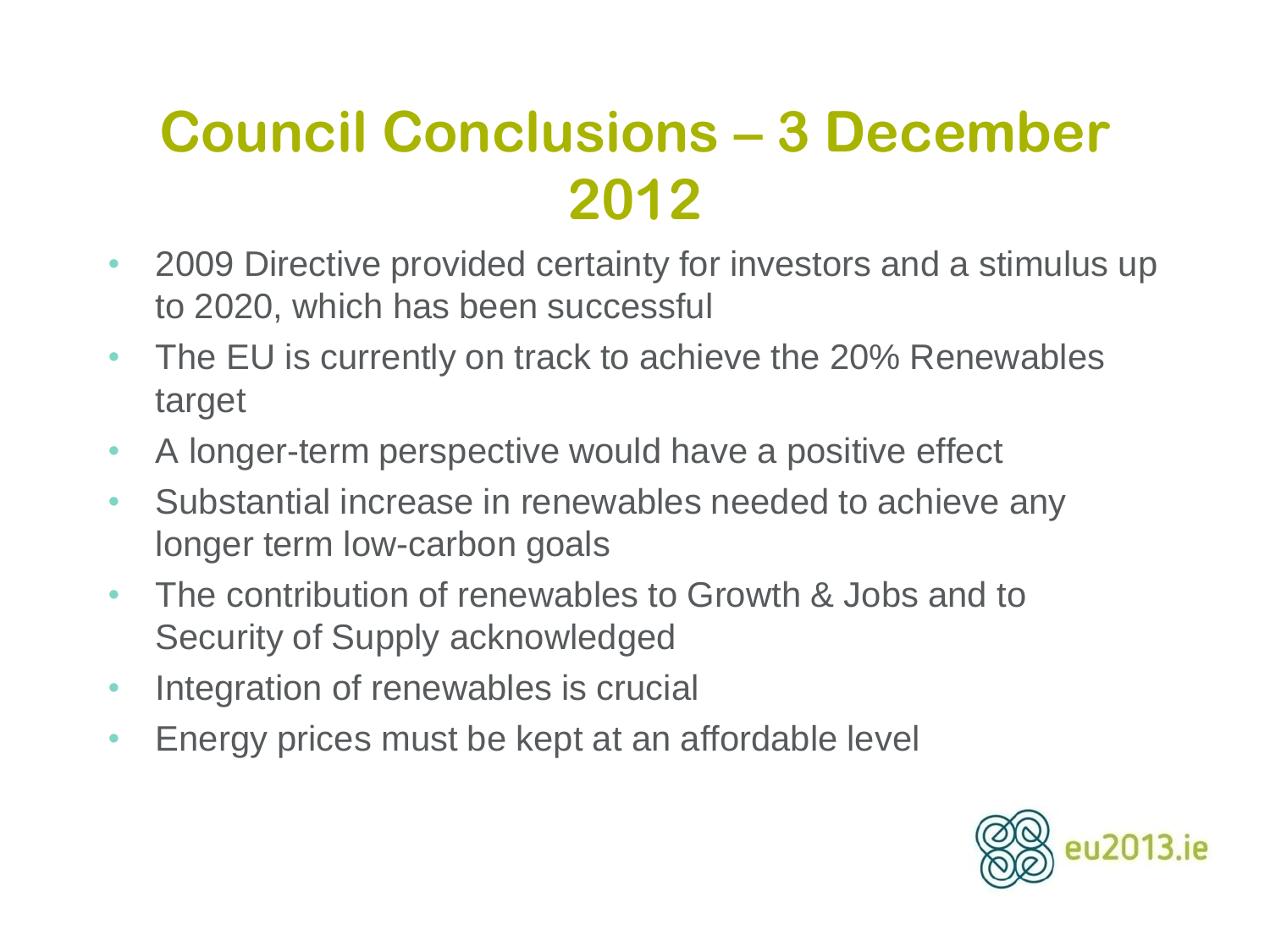# Council Conclusions – 3 December 2012

- 2009 Directive provided certainty for investors and a stimulus up to 2020, which has been successful
- The EU is currently on track to achieve the 20% Renewables target
- A longer-term perspective would have a positive effect
- Substantial increase in renewables needed to achieve any longer term low-carbon goals
- The contribution of renewables to Growth & Jobs and to Security of Supply acknowledged
- Integration of renewables is crucial
- Energy prices must be kept at an affordable level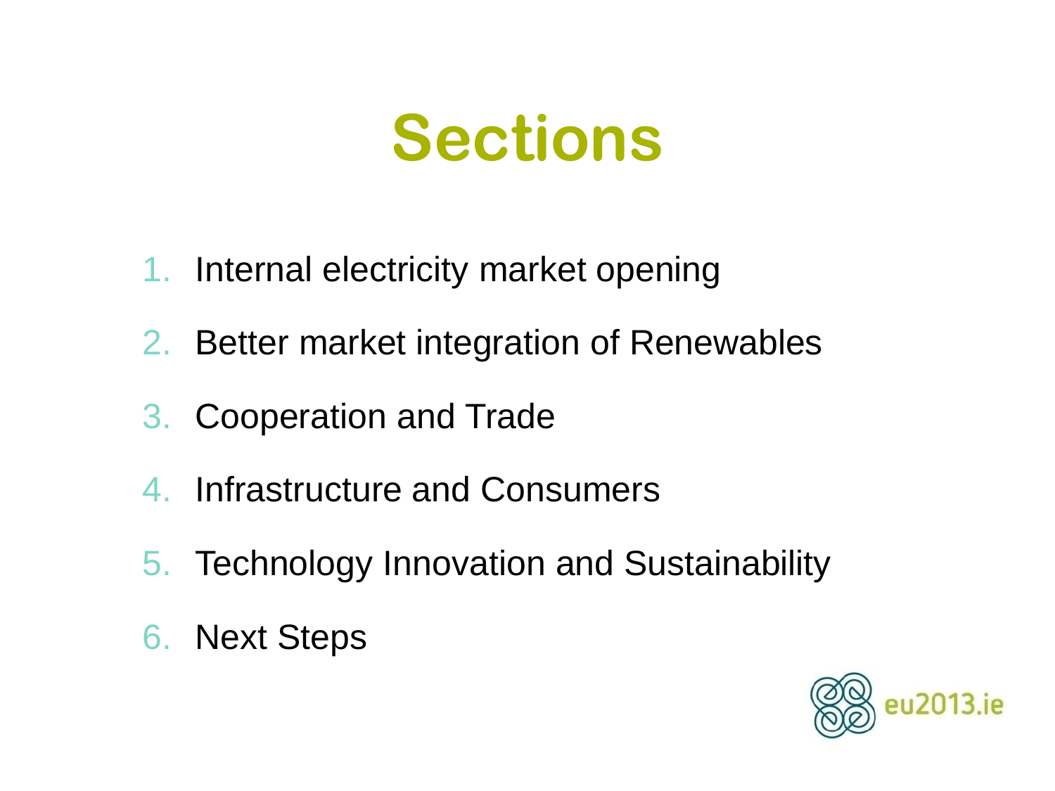# Sections

1. Internal electricity market opening
2. Better market integration of Renewables
3. Cooperation and Trade
4. Infrastructure and Consumers
5. Technology Innovation and Sustainability
6. Next Steps

eu2013.ie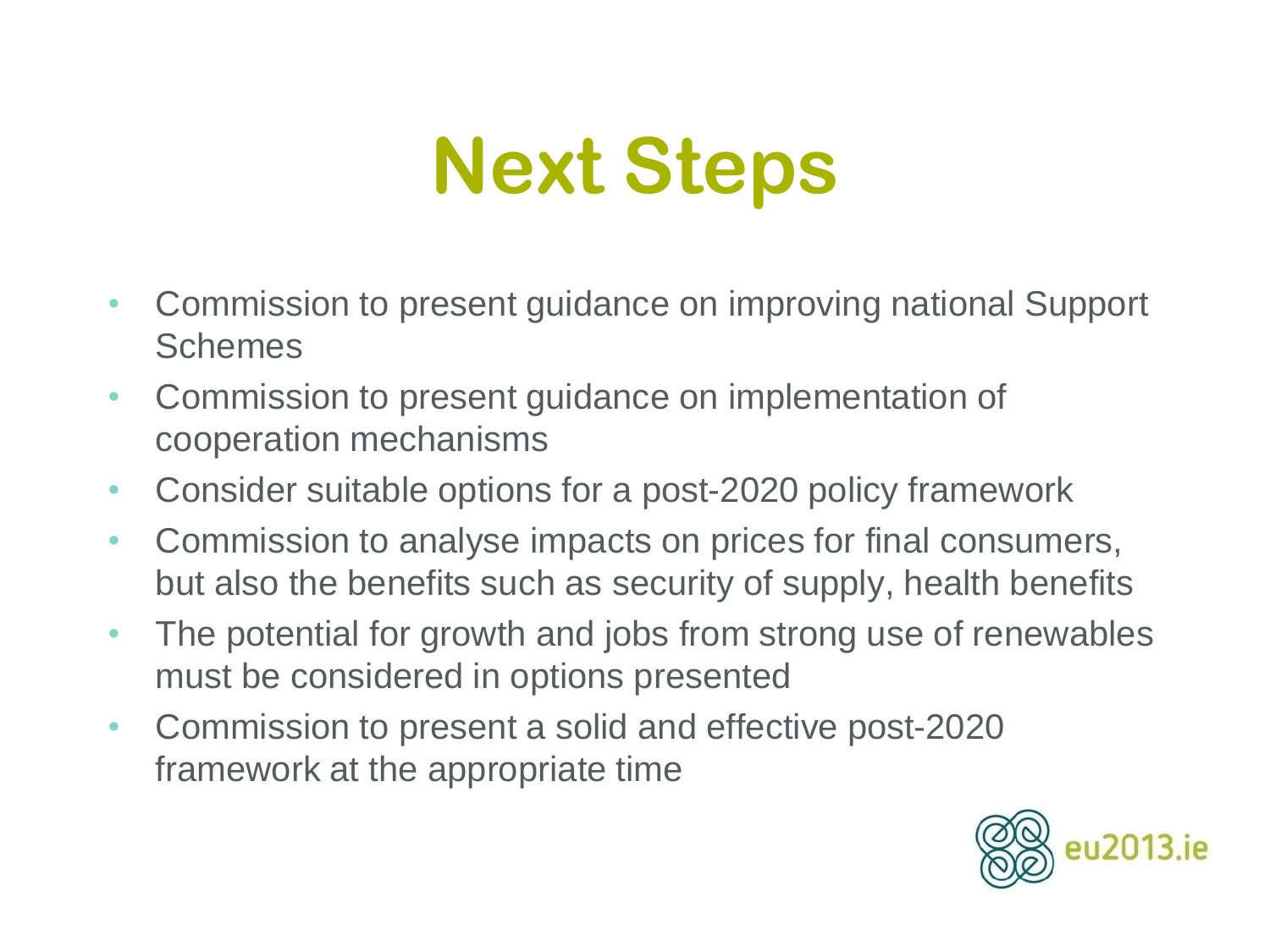# Next Steps

- Commission to present guidance on improving national Support Schemes
- Commission to present guidance on implementation of cooperation mechanisms
- Consider suitable options for a post-2020 policy framework
- Commission to analyse impacts on prices for final consumers, but also the benefits such as security of supply, health benefits
- The potential for growth and jobs from strong use of renewables must be considered in options presented
- Commission to present a solid and effective post-2020 framework at the appropriate time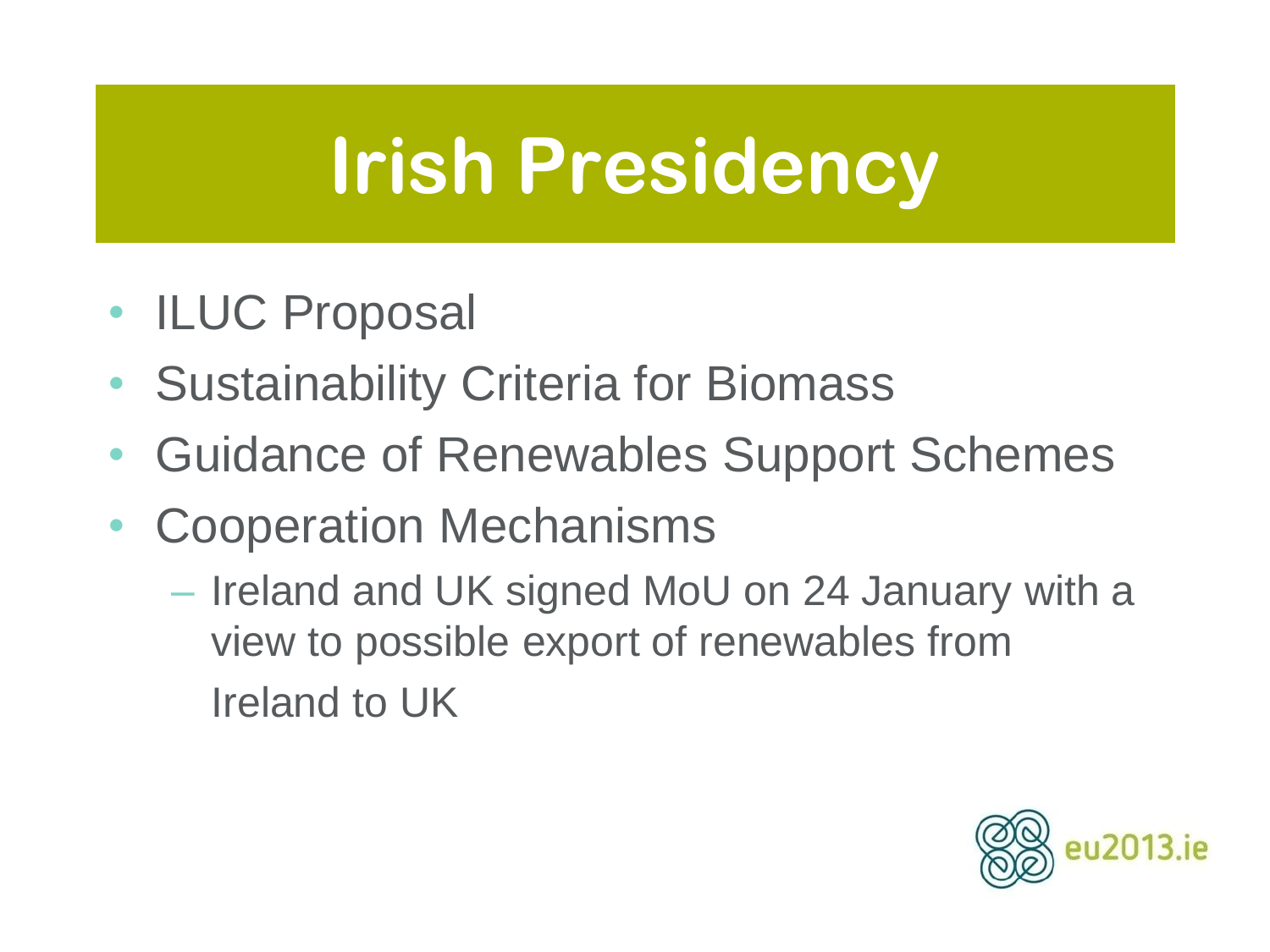# Irish Presidency

- ILUC Proposal
- Sustainability Criteria for Biomass
- Guidance of Renewables Support Schemes
- Cooperation Mechanisms
  - Ireland and UK signed MoU on 24 January with a view to possible export of renewables from Ireland to UK

eu2013.ie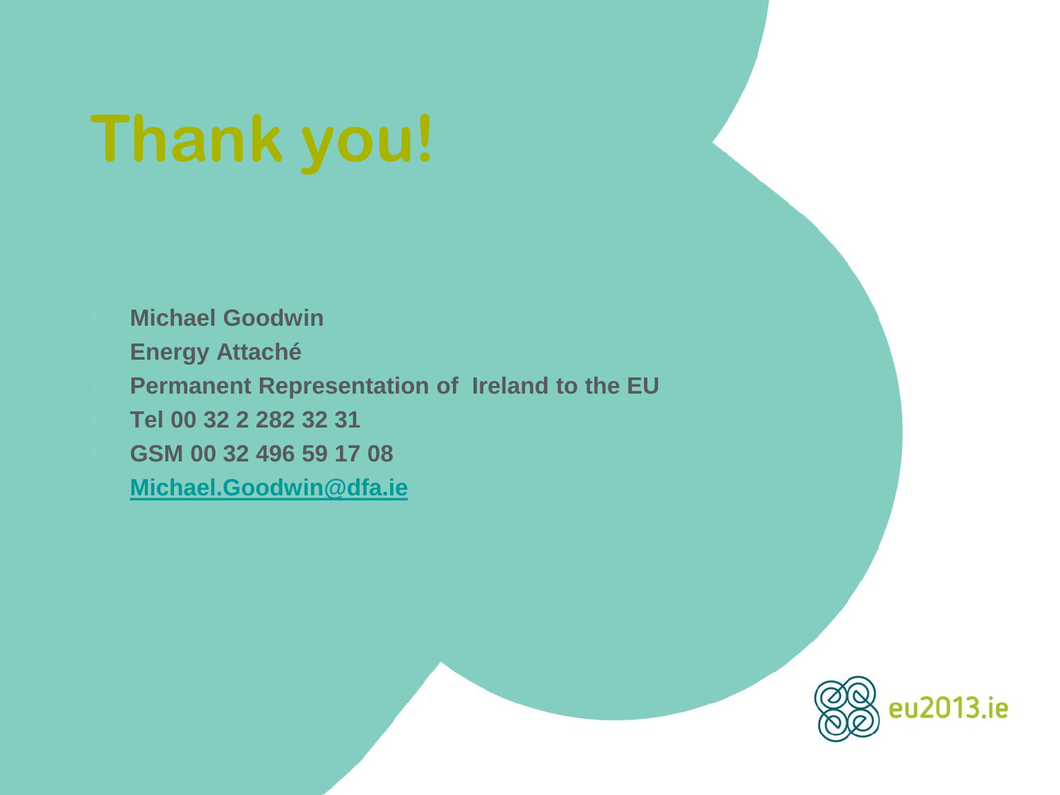# Thank you!

**Michael Goodwin**

**Energy Attaché**

**Permanent Representation of Ireland to the EU**

**Tel 00 32 2 282 32 31**

**GSM 00 32 496 59 17 08**

**Michael.Goodwin@dfa.ie**

eu2013.ie